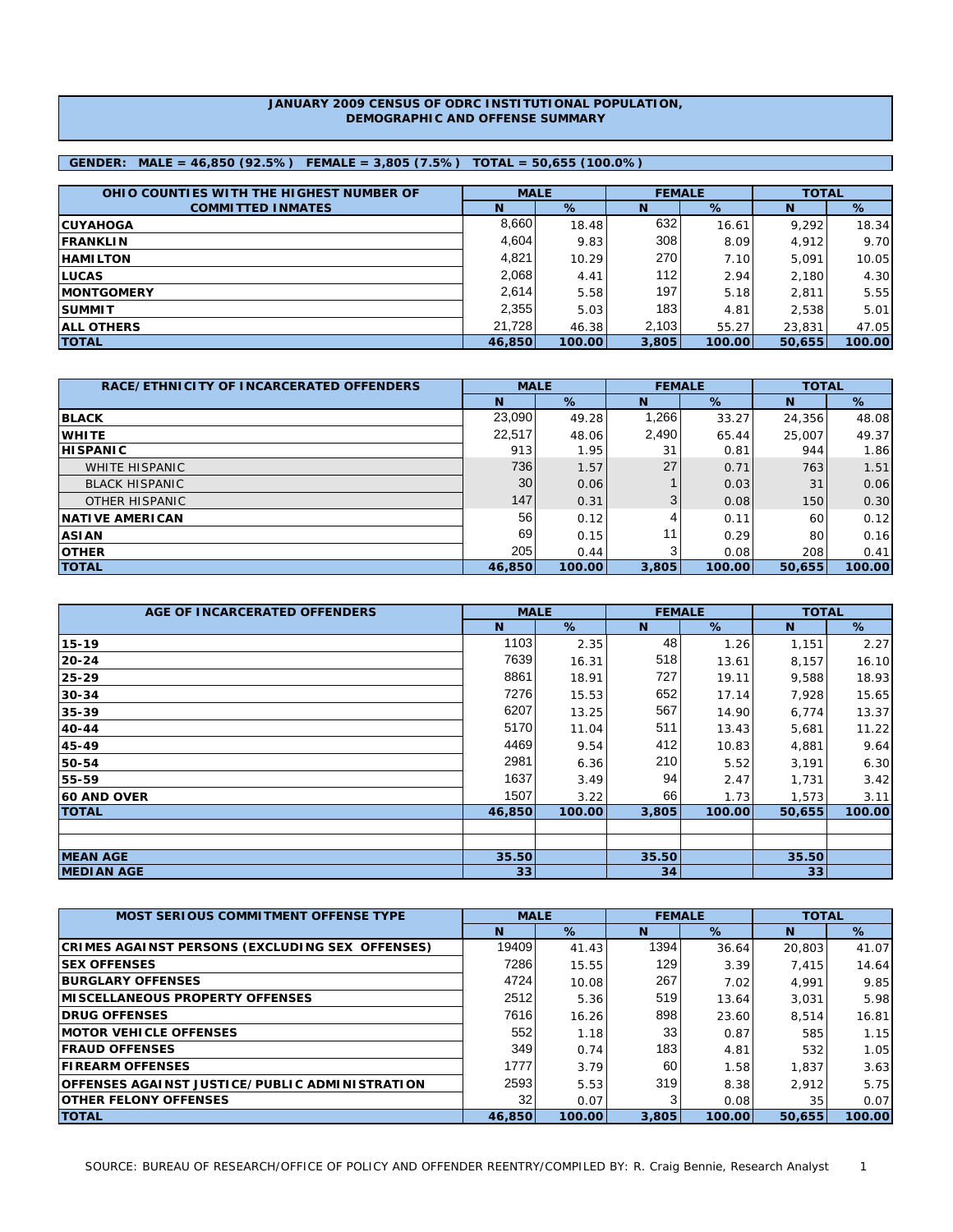# JANUARY 2009 CENSUS OF ODRC INSTITUTIONAL POPULATION, DEMOGRAPHIC AND OFFENSE SUMMARY

**GENDER: MALE = 46,850 (92.5%) FEMALE = 3,805 (7.5%) TOTAL = 50,655 (100.0%)**

| OHIO COUNTIES WITH THE HIGHEST NUMBER OF COMMITTED INMATES | MALE | | FEMALE | | TOTAL | |
|---|---|---|---|---|---|---|
| | N | % | N | % | N | % |
| CUYAHOGA | 8,660 | 18.48 | 632 | 16.61 | 9,292 | 18.34 |
| FRANKLIN | 4,604 | 9.83 | 308 | 8.09 | 4,912 | 9.70 |
| HAMILTON | 4,821 | 10.29 | 270 | 7.10 | 5,091 | 10.05 |
| LUCAS | 2,068 | 4.41 | 112 | 2.94 | 2,180 | 4.30 |
| MONTGOMERY | 2,614 | 5.58 | 197 | 5.18 | 2,811 | 5.55 |
| SUMMIT | 2,355 | 5.03 | 183 | 4.81 | 2,538 | 5.01 |
| ALL OTHERS | 21,728 | 46.38 | 2,103 | 55.27 | 23,831 | 47.05 |
| **TOTAL** | **46,850** | **100.00** | **3,805** | **100.00** | **50,655** | **100.00** |

| RACE/ETHNICITY OF INCARCERATED OFFENDERS | MALE | | FEMALE | | TOTAL | |
|---|---|---|---|---|---|---|
| | N | % | N | % | N | % |
| BLACK | 23,090 | 49.28 | 1,266 | 33.27 | 24,356 | 48.08 |
| WHITE | 22,517 | 48.06 | 2,490 | 65.44 | 25,007 | 49.37 |
| HISPANIC | 913 | 1.95 | 31 | 0.81 | 944 | 1.86 |
| WHITE HISPANIC | 736 | 1.57 | 27 | 0.71 | 763 | 1.51 |
| BLACK HISPANIC | 30 | 0.06 | 1 | 0.03 | 31 | 0.06 |
| OTHER HISPANIC | 147 | 0.31 | 3 | 0.08 | 150 | 0.30 |
| NATIVE AMERICAN | 56 | 0.12 | 4 | 0.11 | 60 | 0.12 |
| ASIAN | 69 | 0.15 | 11 | 0.29 | 80 | 0.16 |
| OTHER | 205 | 0.44 | 3 | 0.08 | 208 | 0.41 |
| **TOTAL** | **46,850** | **100.00** | **3,805** | **100.00** | **50,655** | **100.00** |

| AGE OF INCARCERATED OFFENDERS | MALE | | FEMALE | | TOTAL | |
|---|---|---|---|---|---|---|
| | N | % | N | % | N | % |
| 15-19 | 1103 | 2.35 | 48 | 1.26 | 1,151 | 2.27 |
| 20-24 | 7639 | 16.31 | 518 | 13.61 | 8,157 | 16.10 |
| 25-29 | 8861 | 18.91 | 727 | 19.11 | 9,588 | 18.93 |
| 30-34 | 7276 | 15.53 | 652 | 17.14 | 7,928 | 15.65 |
| 35-39 | 6207 | 13.25 | 567 | 14.90 | 6,774 | 13.37 |
| 40-44 | 5170 | 11.04 | 511 | 13.43 | 5,681 | 11.22 |
| 45-49 | 4469 | 9.54 | 412 | 10.83 | 4,881 | 9.64 |
| 50-54 | 2981 | 6.36 | 210 | 5.52 | 3,191 | 6.30 |
| 55-59 | 1637 | 3.49 | 94 | 2.47 | 1,731 | 3.42 |
| 60 AND OVER | 1507 | 3.22 | 66 | 1.73 | 1,573 | 3.11 |
| **TOTAL** | **46,850** | **100.00** | **3,805** | **100.00** | **50,655** | **100.00** |
| | | | | | | |
| | | | | | | |
| **MEAN AGE** | **35.50** | | **35.50** | | **35.50** | |
| **MEDIAN AGE** | **33** | | **34** | | **33** | |

| MOST SERIOUS COMMITMENT OFFENSE TYPE | MALE | | FEMALE | | TOTAL | |
|---|---|---|---|---|---|---|
| | N | % | N | % | N | % |
| CRIMES AGAINST PERSONS (EXCLUDING SEX OFFENSES) | 19409 | 41.43 | 1394 | 36.64 | 20,803 | 41.07 |
| SEX OFFENSES | 7286 | 15.55 | 129 | 3.39 | 7,415 | 14.64 |
| BURGLARY OFFENSES | 4724 | 10.08 | 267 | 7.02 | 4,991 | 9.85 |
| MISCELLANEOUS PROPERTY OFFENSES | 2512 | 5.36 | 519 | 13.64 | 3,031 | 5.98 |
| DRUG OFFENSES | 7616 | 16.26 | 898 | 23.60 | 8,514 | 16.81 |
| MOTOR VEHICLE OFFENSES | 552 | 1.18 | 33 | 0.87 | 585 | 1.15 |
| FRAUD OFFENSES | 349 | 0.74 | 183 | 4.81 | 532 | 1.05 |
| FIREARM OFFENSES | 1777 | 3.79 | 60 | 1.58 | 1,837 | 3.63 |
| OFFENSES AGAINST JUSTICE/PUBLIC ADMINISTRATION | 2593 | 5.53 | 319 | 8.38 | 2,912 | 5.75 |
| OTHER FELONY OFFENSES | 32 | 0.07 | 3 | 0.08 | 35 | 0.07 |
| **TOTAL** | **46,850** | **100.00** | **3,805** | **100.00** | **50,655** | **100.00** |

SOURCE: BUREAU OF RESEARCH/OFFICE OF POLICY AND OFFENDER REENTRY/COMPILED BY: R. Craig Bennie, Research Analyst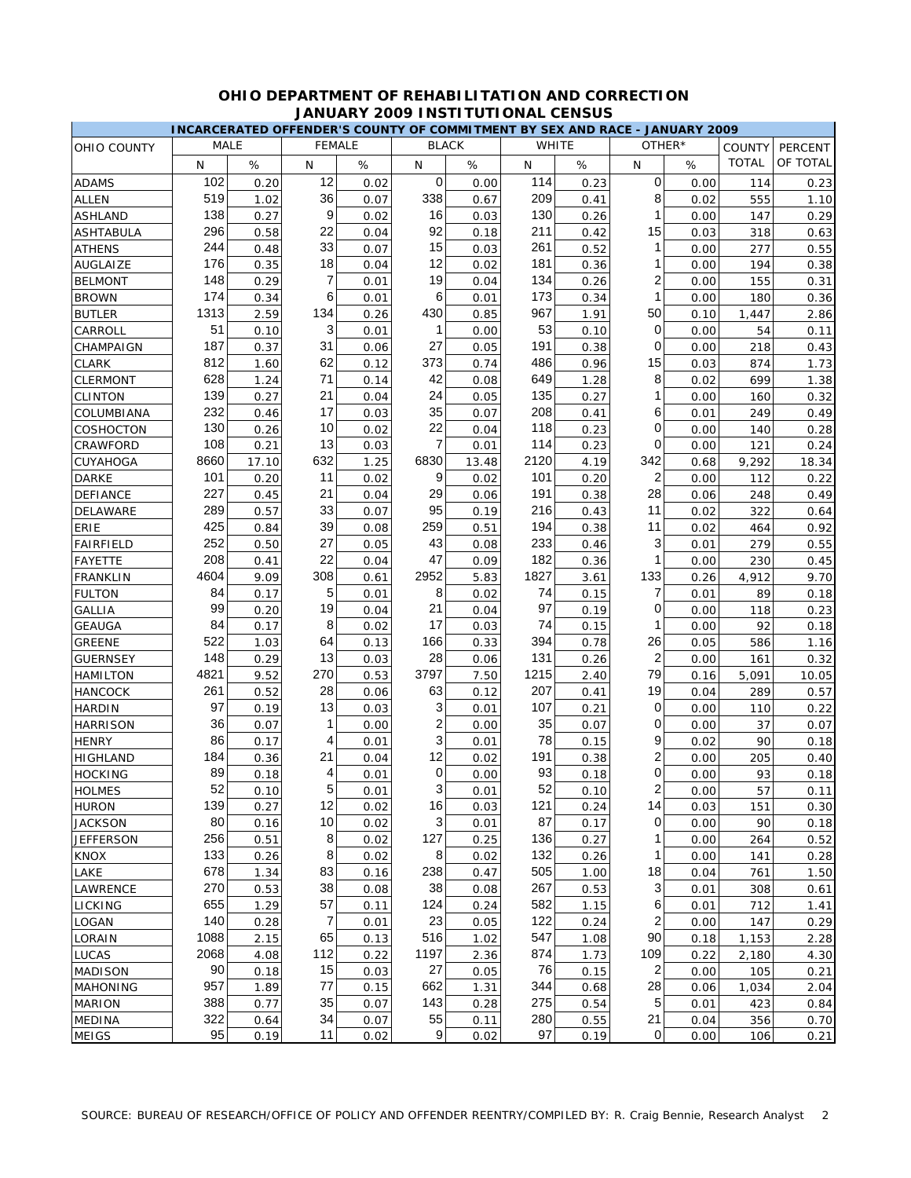# OHIO DEPARTMENT OF REHABILITATION AND CORRECTION
## JANUARY 2009 INSTITUTIONAL CENSUS

### INCARCERATED OFFENDER'S COUNTY OF COMMITMENT BY SEX AND RACE - JANUARY 2009

| OHIO COUNTY | MALE | | FEMALE | | BLACK | | WHITE | | OTHER* | | COUNTY TOTAL | PERCENT OF TOTAL |
|---|---|---|---|---|---|---|---|---|---|---|---|---|
| | N | % | N | % | N | % | N | % | N | % | | |
| ADAMS | 102 | 0.20 | 12 | 0.02 | 0 | 0.00 | 114 | 0.23 | 0 | 0.00 | 114 | 0.23 |
| ALLEN | 519 | 1.02 | 36 | 0.07 | 338 | 0.67 | 209 | 0.41 | 8 | 0.02 | 555 | 1.10 |
| ASHLAND | 138 | 0.27 | 9 | 0.02 | 16 | 0.03 | 130 | 0.26 | 1 | 0.00 | 147 | 0.29 |
| ASHTABULA | 296 | 0.58 | 22 | 0.04 | 92 | 0.18 | 211 | 0.42 | 15 | 0.03 | 318 | 0.63 |
| ATHENS | 244 | 0.48 | 33 | 0.07 | 15 | 0.03 | 261 | 0.52 | 1 | 0.00 | 277 | 0.55 |
| AUGLAIZE | 176 | 0.35 | 18 | 0.04 | 12 | 0.02 | 181 | 0.36 | 1 | 0.00 | 194 | 0.38 |
| BELMONT | 148 | 0.29 | 7 | 0.01 | 19 | 0.04 | 134 | 0.26 | 2 | 0.00 | 155 | 0.31 |
| BROWN | 174 | 0.34 | 6 | 0.01 | 6 | 0.01 | 173 | 0.34 | 1 | 0.00 | 180 | 0.36 |
| BUTLER | 1313 | 2.59 | 134 | 0.26 | 430 | 0.85 | 967 | 1.91 | 50 | 0.10 | 1,447 | 2.86 |
| CARROLL | 51 | 0.10 | 3 | 0.01 | 1 | 0.00 | 53 | 0.10 | 0 | 0.00 | 54 | 0.11 |
| CHAMPAIGN | 187 | 0.37 | 31 | 0.06 | 27 | 0.05 | 191 | 0.38 | 0 | 0.00 | 218 | 0.43 |
| CLARK | 812 | 1.60 | 62 | 0.12 | 373 | 0.74 | 486 | 0.96 | 15 | 0.03 | 874 | 1.73 |
| CLERMONT | 628 | 1.24 | 71 | 0.14 | 42 | 0.08 | 649 | 1.28 | 8 | 0.02 | 699 | 1.38 |
| CLINTON | 139 | 0.27 | 21 | 0.04 | 24 | 0.05 | 135 | 0.27 | 1 | 0.00 | 160 | 0.32 |
| COLUMBIANA | 232 | 0.46 | 17 | 0.03 | 35 | 0.07 | 208 | 0.41 | 6 | 0.01 | 249 | 0.49 |
| COSHOCTON | 130 | 0.26 | 10 | 0.02 | 22 | 0.04 | 118 | 0.23 | 0 | 0.00 | 140 | 0.28 |
| CRAWFORD | 108 | 0.21 | 13 | 0.03 | 7 | 0.01 | 114 | 0.23 | 0 | 0.00 | 121 | 0.24 |
| CUYAHOGA | 8660 | 17.10 | 632 | 1.25 | 6830 | 13.48 | 2120 | 4.19 | 342 | 0.68 | 9,292 | 18.34 |
| DARKE | 101 | 0.20 | 11 | 0.02 | 9 | 0.02 | 101 | 0.20 | 2 | 0.00 | 112 | 0.22 |
| DEFIANCE | 227 | 0.45 | 21 | 0.04 | 29 | 0.06 | 191 | 0.38 | 28 | 0.06 | 248 | 0.49 |
| DELAWARE | 289 | 0.57 | 33 | 0.07 | 95 | 0.19 | 216 | 0.43 | 11 | 0.02 | 322 | 0.64 |
| ERIE | 425 | 0.84 | 39 | 0.08 | 259 | 0.51 | 194 | 0.38 | 11 | 0.02 | 464 | 0.92 |
| FAIRFIELD | 252 | 0.50 | 27 | 0.05 | 43 | 0.08 | 233 | 0.46 | 3 | 0.01 | 279 | 0.55 |
| FAYETTE | 208 | 0.41 | 22 | 0.04 | 47 | 0.09 | 182 | 0.36 | 1 | 0.00 | 230 | 0.45 |
| FRANKLIN | 4604 | 9.09 | 308 | 0.61 | 2952 | 5.83 | 1827 | 3.61 | 133 | 0.26 | 4,912 | 9.70 |
| FULTON | 84 | 0.17 | 5 | 0.01 | 8 | 0.02 | 74 | 0.15 | 7 | 0.01 | 89 | 0.18 |
| GALLIA | 99 | 0.20 | 19 | 0.04 | 21 | 0.04 | 97 | 0.19 | 0 | 0.00 | 118 | 0.23 |
| GEAUGA | 84 | 0.17 | 8 | 0.02 | 17 | 0.03 | 74 | 0.15 | 1 | 0.00 | 92 | 0.18 |
| GREENE | 522 | 1.03 | 64 | 0.13 | 166 | 0.33 | 394 | 0.78 | 26 | 0.05 | 586 | 1.16 |
| GUERNSEY | 148 | 0.29 | 13 | 0.03 | 28 | 0.06 | 131 | 0.26 | 2 | 0.00 | 161 | 0.32 |
| HAMILTON | 4821 | 9.52 | 270 | 0.53 | 3797 | 7.50 | 1215 | 2.40 | 79 | 0.16 | 5,091 | 10.05 |
| HANCOCK | 261 | 0.52 | 28 | 0.06 | 63 | 0.12 | 207 | 0.41 | 19 | 0.04 | 289 | 0.57 |
| HARDIN | 97 | 0.19 | 13 | 0.03 | 3 | 0.01 | 107 | 0.21 | 0 | 0.00 | 110 | 0.22 |
| HARRISON | 36 | 0.07 | 1 | 0.00 | 2 | 0.00 | 35 | 0.07 | 0 | 0.00 | 37 | 0.07 |
| HENRY | 86 | 0.17 | 4 | 0.01 | 3 | 0.01 | 78 | 0.15 | 9 | 0.02 | 90 | 0.18 |
| HIGHLAND | 184 | 0.36 | 21 | 0.04 | 12 | 0.02 | 191 | 0.38 | 2 | 0.00 | 205 | 0.40 |
| HOCKING | 89 | 0.18 | 4 | 0.01 | 0 | 0.00 | 93 | 0.18 | 0 | 0.00 | 93 | 0.18 |
| HOLMES | 52 | 0.10 | 5 | 0.01 | 3 | 0.01 | 52 | 0.10 | 2 | 0.00 | 57 | 0.11 |
| HURON | 139 | 0.27 | 12 | 0.02 | 16 | 0.03 | 121 | 0.24 | 14 | 0.03 | 151 | 0.30 |
| JACKSON | 80 | 0.16 | 10 | 0.02 | 3 | 0.01 | 87 | 0.17 | 0 | 0.00 | 90 | 0.18 |
| JEFFERSON | 256 | 0.51 | 8 | 0.02 | 127 | 0.25 | 136 | 0.27 | 1 | 0.00 | 264 | 0.52 |
| KNOX | 133 | 0.26 | 8 | 0.02 | 8 | 0.02 | 132 | 0.26 | 1 | 0.00 | 141 | 0.28 |
| LAKE | 678 | 1.34 | 83 | 0.16 | 238 | 0.47 | 505 | 1.00 | 18 | 0.04 | 761 | 1.50 |
| LAWRENCE | 270 | 0.53 | 38 | 0.08 | 38 | 0.08 | 267 | 0.53 | 3 | 0.01 | 308 | 0.61 |
| LICKING | 655 | 1.29 | 57 | 0.11 | 124 | 0.24 | 582 | 1.15 | 6 | 0.01 | 712 | 1.41 |
| LOGAN | 140 | 0.28 | 7 | 0.01 | 23 | 0.05 | 122 | 0.24 | 2 | 0.00 | 147 | 0.29 |
| LORAIN | 1088 | 2.15 | 65 | 0.13 | 516 | 1.02 | 547 | 1.08 | 90 | 0.18 | 1,153 | 2.28 |
| LUCAS | 2068 | 4.08 | 112 | 0.22 | 1197 | 2.36 | 874 | 1.73 | 109 | 0.22 | 2,180 | 4.30 |
| MADISON | 90 | 0.18 | 15 | 0.03 | 27 | 0.05 | 76 | 0.15 | 2 | 0.00 | 105 | 0.21 |
| MAHONING | 957 | 1.89 | 77 | 0.15 | 662 | 1.31 | 344 | 0.68 | 28 | 0.06 | 1,034 | 2.04 |
| MARION | 388 | 0.77 | 35 | 0.07 | 143 | 0.28 | 275 | 0.54 | 5 | 0.01 | 423 | 0.84 |
| MEDINA | 322 | 0.64 | 34 | 0.07 | 55 | 0.11 | 280 | 0.55 | 21 | 0.04 | 356 | 0.70 |
| MEIGS | 95 | 0.19 | 11 | 0.02 | 9 | 0.02 | 97 | 0.19 | 0 | 0.00 | 106 | 0.21 |

SOURCE: BUREAU OF RESEARCH/OFFICE OF POLICY AND OFFENDER REENTRY/COMPILED BY: R. Craig Bennie, Research Analyst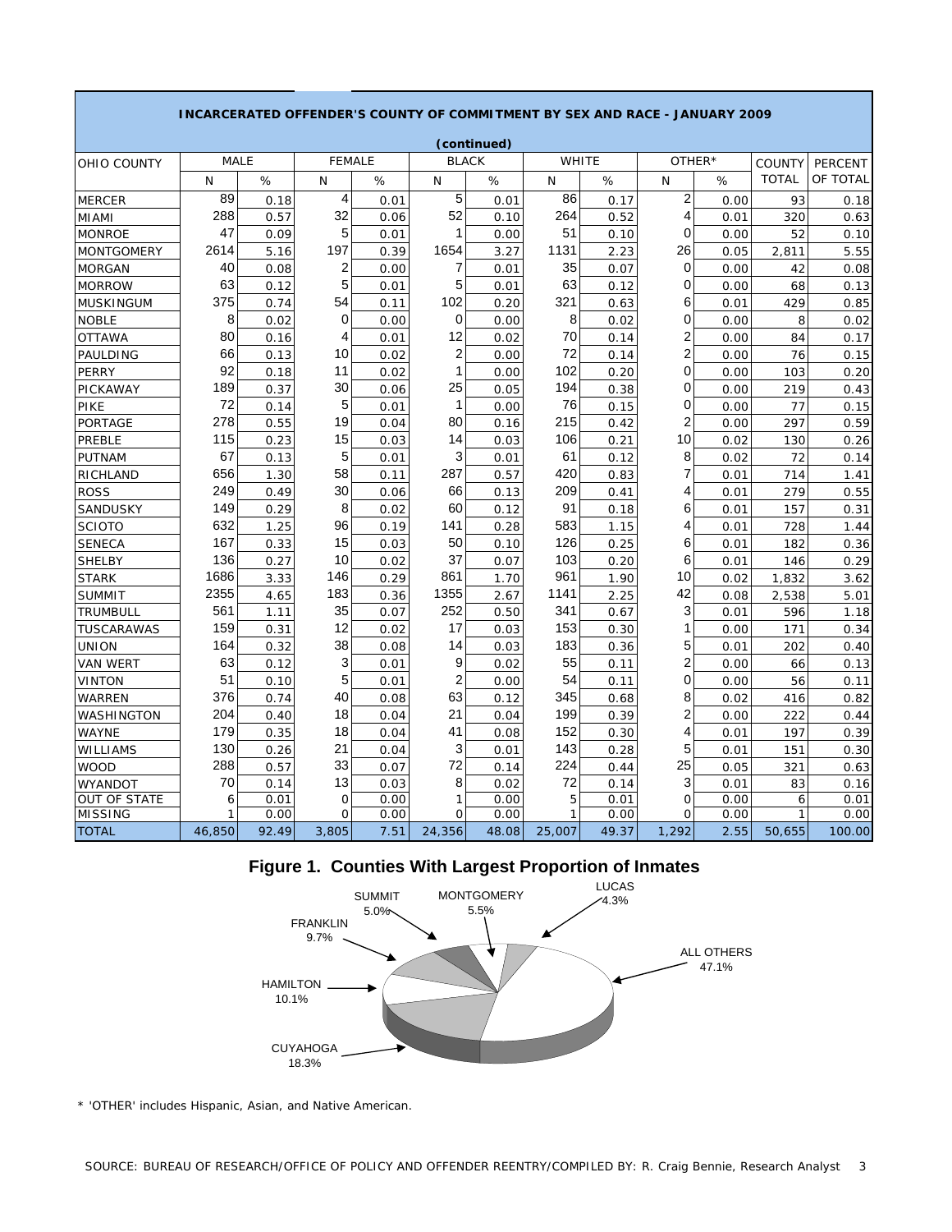**INCARCERATED OFFENDER'S COUNTY OF COMMITMENT BY SEX AND RACE - JANUARY 2009**

**(continued)**

| OHIO COUNTY | MALE | | FEMALE | | BLACK | | WHITE | | OTHER* | | COUNTY | PERCENT |
|---|---|---|---|---|---|---|---|---|---|---|---|---|
| | N | % | N | % | N | % | N | % | N | % | TOTAL | OF TOTAL |
| MERCER | 89 | 0.18 | 4 | 0.01 | 5 | 0.01 | 86 | 0.17 | 2 | 0.00 | 93 | 0.18 |
| MIAMI | 288 | 0.57 | 32 | 0.06 | 52 | 0.10 | 264 | 0.52 | 4 | 0.01 | 320 | 0.63 |
| MONROE | 47 | 0.09 | 5 | 0.01 | 1 | 0.00 | 51 | 0.10 | 0 | 0.00 | 52 | 0.10 |
| MONTGOMERY | 2614 | 5.16 | 197 | 0.39 | 1654 | 3.27 | 1131 | 2.23 | 26 | 0.05 | 2,811 | 5.55 |
| MORGAN | 40 | 0.08 | 2 | 0.00 | 7 | 0.01 | 35 | 0.07 | 0 | 0.00 | 42 | 0.08 |
| MORROW | 63 | 0.12 | 5 | 0.01 | 5 | 0.01 | 63 | 0.12 | 0 | 0.00 | 68 | 0.13 |
| MUSKINGUM | 375 | 0.74 | 54 | 0.11 | 102 | 0.20 | 321 | 0.63 | 6 | 0.01 | 429 | 0.85 |
| NOBLE | 8 | 0.02 | 0 | 0.00 | 0 | 0.00 | 8 | 0.02 | 0 | 0.00 | 8 | 0.02 |
| OTTAWA | 80 | 0.16 | 4 | 0.01 | 12 | 0.02 | 70 | 0.14 | 2 | 0.00 | 84 | 0.17 |
| PAULDING | 66 | 0.13 | 10 | 0.02 | 2 | 0.00 | 72 | 0.14 | 2 | 0.00 | 76 | 0.15 |
| PERRY | 92 | 0.18 | 11 | 0.02 | 1 | 0.00 | 102 | 0.20 | 0 | 0.00 | 103 | 0.20 |
| PICKAWAY | 189 | 0.37 | 30 | 0.06 | 25 | 0.05 | 194 | 0.38 | 0 | 0.00 | 219 | 0.43 |
| PIKE | 72 | 0.14 | 5 | 0.01 | 1 | 0.00 | 76 | 0.15 | 0 | 0.00 | 77 | 0.15 |
| PORTAGE | 278 | 0.55 | 19 | 0.04 | 80 | 0.16 | 215 | 0.42 | 2 | 0.00 | 297 | 0.59 |
| PREBLE | 115 | 0.23 | 15 | 0.03 | 14 | 0.03 | 106 | 0.21 | 10 | 0.02 | 130 | 0.26 |
| PUTNAM | 67 | 0.13 | 5 | 0.01 | 3 | 0.01 | 61 | 0.12 | 8 | 0.02 | 72 | 0.14 |
| RICHLAND | 656 | 1.30 | 58 | 0.11 | 287 | 0.57 | 420 | 0.83 | 7 | 0.01 | 714 | 1.41 |
| ROSS | 249 | 0.49 | 30 | 0.06 | 66 | 0.13 | 209 | 0.41 | 4 | 0.01 | 279 | 0.55 |
| SANDUSKY | 149 | 0.29 | 8 | 0.02 | 60 | 0.12 | 91 | 0.18 | 6 | 0.01 | 157 | 0.31 |
| SCIOTO | 632 | 1.25 | 96 | 0.19 | 141 | 0.28 | 583 | 1.15 | 4 | 0.01 | 728 | 1.44 |
| SENECA | 167 | 0.33 | 15 | 0.03 | 50 | 0.10 | 126 | 0.25 | 6 | 0.01 | 182 | 0.36 |
| SHELBY | 136 | 0.27 | 10 | 0.02 | 37 | 0.07 | 103 | 0.20 | 6 | 0.01 | 146 | 0.29 |
| STARK | 1686 | 3.33 | 146 | 0.29 | 861 | 1.70 | 961 | 1.90 | 10 | 0.02 | 1,832 | 3.62 |
| SUMMIT | 2355 | 4.65 | 183 | 0.36 | 1355 | 2.67 | 1141 | 2.25 | 42 | 0.08 | 2,538 | 5.01 |
| TRUMBULL | 561 | 1.11 | 35 | 0.07 | 252 | 0.50 | 341 | 0.67 | 3 | 0.01 | 596 | 1.18 |
| TUSCARAWAS | 159 | 0.31 | 12 | 0.02 | 17 | 0.03 | 153 | 0.30 | 1 | 0.00 | 171 | 0.34 |
| UNION | 164 | 0.32 | 38 | 0.08 | 14 | 0.03 | 183 | 0.36 | 5 | 0.01 | 202 | 0.40 |
| VAN WERT | 63 | 0.12 | 3 | 0.01 | 9 | 0.02 | 55 | 0.11 | 2 | 0.00 | 66 | 0.13 |
| VINTON | 51 | 0.10 | 5 | 0.01 | 2 | 0.00 | 54 | 0.11 | 0 | 0.00 | 56 | 0.11 |
| WARREN | 376 | 0.74 | 40 | 0.08 | 63 | 0.12 | 345 | 0.68 | 8 | 0.02 | 416 | 0.82 |
| WASHINGTON | 204 | 0.40 | 18 | 0.04 | 21 | 0.04 | 199 | 0.39 | 2 | 0.00 | 222 | 0.44 |
| WAYNE | 179 | 0.35 | 18 | 0.04 | 41 | 0.08 | 152 | 0.30 | 4 | 0.01 | 197 | 0.39 |
| WILLIAMS | 130 | 0.26 | 21 | 0.04 | 3 | 0.01 | 143 | 0.28 | 5 | 0.01 | 151 | 0.30 |
| WOOD | 288 | 0.57 | 33 | 0.07 | 72 | 0.14 | 224 | 0.44 | 25 | 0.05 | 321 | 0.63 |
| WYANDOT | 70 | 0.14 | 13 | 0.03 | 8 | 0.02 | 72 | 0.14 | 3 | 0.01 | 83 | 0.16 |
| OUT OF STATE | 6 | 0.01 | 0 | 0.00 | 1 | 0.00 | 5 | 0.01 | 0 | 0.00 | 6 | 0.01 |
| MISSING | 1 | 0.00 | 0 | 0.00 | 0 | 0.00 | 1 | 0.00 | 0 | 0.00 | 1 | 0.00 |
| TOTAL | 46,850 | 92.49 | 3,805 | 7.51 | 24,356 | 48.08 | 25,007 | 49.37 | 1,292 | 2.55 | 50,655 | 100.00 |

**Figure 1. Counties With Largest Proportion of Inmates**

| County | Percent |
|---|---|
| CUYAHOGA | 18.3% |
| HAMILTON | 10.1% |
| FRANKLIN | 9.7% |
| SUMMIT | 5.0% |
| MONTGOMERY | 5.5% |
| LUCAS | 4.3% |
| ALL OTHERS | 47.1% |

\* 'OTHER' includes Hispanic, Asian, and Native American.

SOURCE: BUREAU OF RESEARCH/OFFICE OF POLICY AND OFFENDER REENTRY/COMPILED BY: R. Craig Bennie, Research Analyst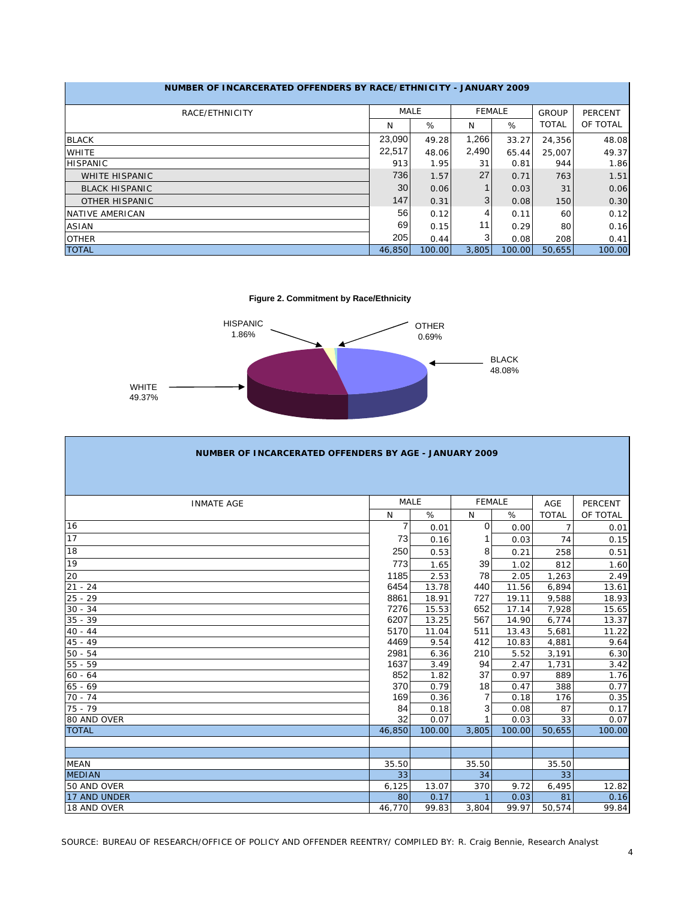## NUMBER OF INCARCERATED OFFENDERS BY RACE/ETHNICITY - JANUARY 2009

| RACE/ETHNICITY | MALE | | FEMALE | | GROUP | PERCENT |
|---|---|---|---|---|---|---|
| | N | % | N | % | TOTAL | OF TOTAL |
| BLACK | 23,090 | 49.28 | 1,266 | 33.27 | 24,356 | 48.08 |
| WHITE | 22,517 | 48.06 | 2,490 | 65.44 | 25,007 | 49.37 |
| HISPANIC | 913 | 1.95 | 31 | 0.81 | 944 | 1.86 |
| WHITE HISPANIC | 736 | 1.57 | 27 | 0.71 | 763 | 1.51 |
| BLACK HISPANIC | 30 | 0.06 | 1 | 0.03 | 31 | 0.06 |
| OTHER HISPANIC | 147 | 0.31 | 3 | 0.08 | 150 | 0.30 |
| NATIVE AMERICAN | 56 | 0.12 | 4 | 0.11 | 60 | 0.12 |
| ASIAN | 69 | 0.15 | 11 | 0.29 | 80 | 0.16 |
| OTHER | 205 | 0.44 | 3 | 0.08 | 208 | 0.41 |
| TOTAL | 46,850 | 100.00 | 3,805 | 100.00 | 50,655 | 100.00 |

**Figure 2. Commitment by Race/Ethnicity**

HISPANIC 1.86%
OTHER 0.69%
BLACK 48.08%
WHITE 49.37%

## NUMBER OF INCARCERATED OFFENDERS BY AGE - JANUARY 2009

| INMATE AGE | MALE | | FEMALE | | AGE | PERCENT |
|---|---|---|---|---|---|---|
| | N | % | N | % | TOTAL | OF TOTAL |
| 16 | 7 | 0.01 | 0 | 0.00 | 7 | 0.01 |
| 17 | 73 | 0.16 | 1 | 0.03 | 74 | 0.15 |
| 18 | 250 | 0.53 | 8 | 0.21 | 258 | 0.51 |
| 19 | 773 | 1.65 | 39 | 1.02 | 812 | 1.60 |
| 20 | 1185 | 2.53 | 78 | 2.05 | 1,263 | 2.49 |
| 21 - 24 | 6454 | 13.78 | 440 | 11.56 | 6,894 | 13.61 |
| 25 - 29 | 8861 | 18.91 | 727 | 19.11 | 9,588 | 18.93 |
| 30 - 34 | 7276 | 15.53 | 652 | 17.14 | 7,928 | 15.65 |
| 35 - 39 | 6207 | 13.25 | 567 | 14.90 | 6,774 | 13.37 |
| 40 - 44 | 5170 | 11.04 | 511 | 13.43 | 5,681 | 11.22 |
| 45 - 49 | 4469 | 9.54 | 412 | 10.83 | 4,881 | 9.64 |
| 50 - 54 | 2981 | 6.36 | 210 | 5.52 | 3,191 | 6.30 |
| 55 - 59 | 1637 | 3.49 | 94 | 2.47 | 1,731 | 3.42 |
| 60 - 64 | 852 | 1.82 | 37 | 0.97 | 889 | 1.76 |
| 65 - 69 | 370 | 0.79 | 18 | 0.47 | 388 | 0.77 |
| 70 - 74 | 169 | 0.36 | 7 | 0.18 | 176 | 0.35 |
| 75 - 79 | 84 | 0.18 | 3 | 0.08 | 87 | 0.17 |
| 80 AND OVER | 32 | 0.07 | 1 | 0.03 | 33 | 0.07 |
| TOTAL | 46,850 | 100.00 | 3,805 | 100.00 | 50,655 | 100.00 |
| | | | | | | |
| | | | | | | |
| MEAN | 35.50 | | 35.50 | | 35.50 | |
| MEDIAN | 33 | | 34 | | 33 | |
| 50 AND OVER | 6,125 | 13.07 | 370 | 9.72 | 6,495 | 12.82 |
| 17 AND UNDER | 80 | 0.17 | 1 | 0.03 | 81 | 0.16 |
| 18 AND OVER | 46,770 | 99.83 | 3,804 | 99.97 | 50,574 | 99.84 |

SOURCE: BUREAU OF RESEARCH/OFFICE OF POLICY AND OFFENDER REENTRY/ COMPILED BY: R. Craig Bennie, Research Analyst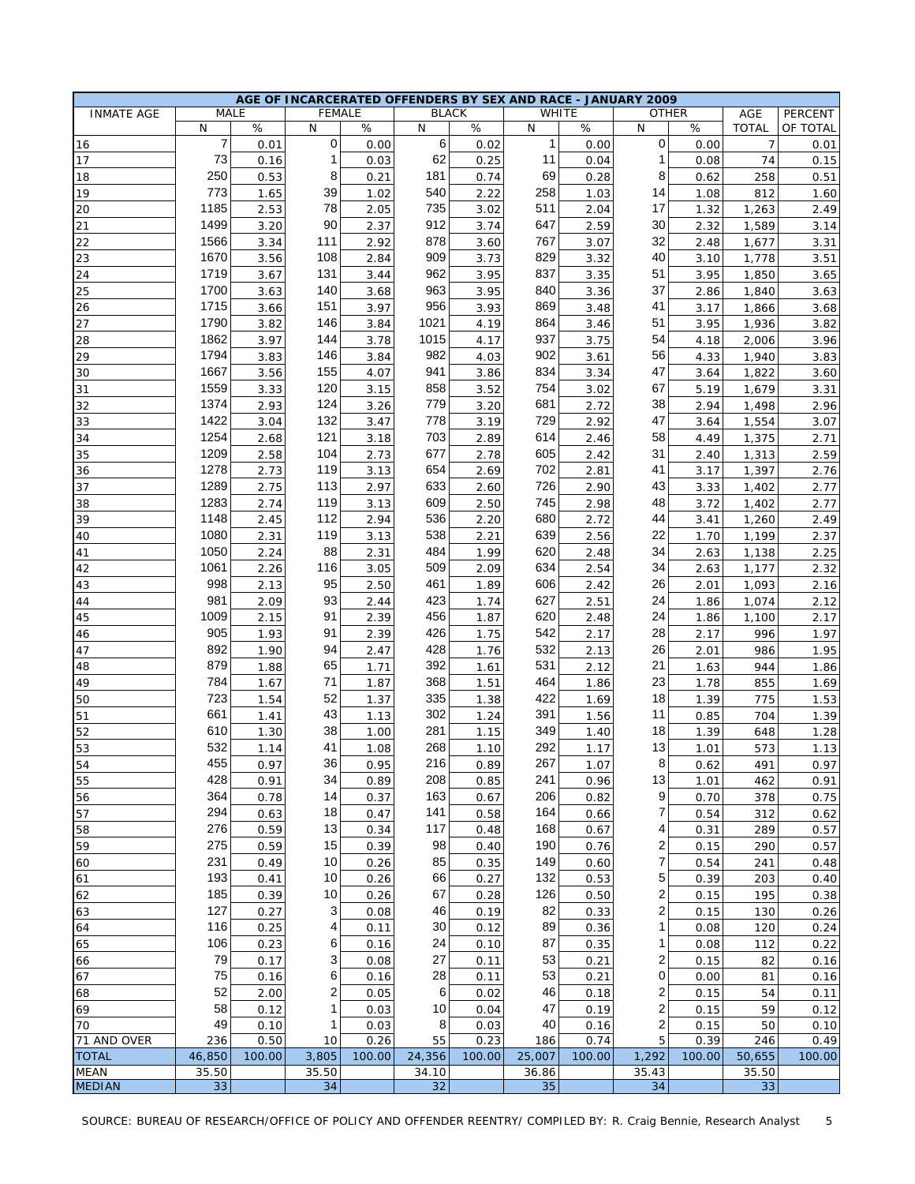| AGE OF INCARCERATED OFFENDERS BY SEX AND RACE - JANUARY 2009 | | | | | | | | | | | | |
|---|---|---|---|---|---|---|---|---|---|---|---|---|
| INMATE AGE | MALE | | FEMALE | | BLACK | | WHITE | | OTHER | | AGE | PERCENT |
| | N | % | N | % | N | % | N | % | N | % | TOTAL | OF TOTAL |
| 16 | 7 | 0.01 | 0 | 0.00 | 6 | 0.02 | 1 | 0.00 | 0 | 0.00 | 7 | 0.01 |
| 17 | 73 | 0.16 | 1 | 0.03 | 62 | 0.25 | 11 | 0.04 | 1 | 0.08 | 74 | 0.15 |
| 18 | 250 | 0.53 | 8 | 0.21 | 181 | 0.74 | 69 | 0.28 | 8 | 0.62 | 258 | 0.51 |
| 19 | 773 | 1.65 | 39 | 1.02 | 540 | 2.22 | 258 | 1.03 | 14 | 1.08 | 812 | 1.60 |
| 20 | 1185 | 2.53 | 78 | 2.05 | 735 | 3.02 | 511 | 2.04 | 17 | 1.32 | 1,263 | 2.49 |
| 21 | 1499 | 3.20 | 90 | 2.37 | 912 | 3.74 | 647 | 2.59 | 30 | 2.32 | 1,589 | 3.14 |
| 22 | 1566 | 3.34 | 111 | 2.92 | 878 | 3.60 | 767 | 3.07 | 32 | 2.48 | 1,677 | 3.31 |
| 23 | 1670 | 3.56 | 108 | 2.84 | 909 | 3.73 | 829 | 3.32 | 40 | 3.10 | 1,778 | 3.51 |
| 24 | 1719 | 3.67 | 131 | 3.44 | 962 | 3.95 | 837 | 3.35 | 51 | 3.95 | 1,850 | 3.65 |
| 25 | 1700 | 3.63 | 140 | 3.68 | 963 | 3.95 | 840 | 3.36 | 37 | 2.86 | 1,840 | 3.63 |
| 26 | 1715 | 3.66 | 151 | 3.97 | 956 | 3.93 | 869 | 3.48 | 41 | 3.17 | 1,866 | 3.68 |
| 27 | 1790 | 3.82 | 146 | 3.84 | 1021 | 4.19 | 864 | 3.46 | 51 | 3.95 | 1,936 | 3.82 |
| 28 | 1862 | 3.97 | 144 | 3.78 | 1015 | 4.17 | 937 | 3.75 | 54 | 4.18 | 2,006 | 3.96 |
| 29 | 1794 | 3.83 | 146 | 3.84 | 982 | 4.03 | 902 | 3.61 | 56 | 4.33 | 1,940 | 3.83 |
| 30 | 1667 | 3.56 | 155 | 4.07 | 941 | 3.86 | 834 | 3.34 | 47 | 3.64 | 1,822 | 3.60 |
| 31 | 1559 | 3.33 | 120 | 3.15 | 858 | 3.52 | 754 | 3.02 | 67 | 5.19 | 1,679 | 3.31 |
| 32 | 1374 | 2.93 | 124 | 3.26 | 779 | 3.20 | 681 | 2.72 | 38 | 2.94 | 1,498 | 2.96 |
| 33 | 1422 | 3.04 | 132 | 3.47 | 778 | 3.19 | 729 | 2.92 | 47 | 3.64 | 1,554 | 3.07 |
| 34 | 1254 | 2.68 | 121 | 3.18 | 703 | 2.89 | 614 | 2.46 | 58 | 4.49 | 1,375 | 2.71 |
| 35 | 1209 | 2.58 | 104 | 2.73 | 677 | 2.78 | 605 | 2.42 | 31 | 2.40 | 1,313 | 2.59 |
| 36 | 1278 | 2.73 | 119 | 3.13 | 654 | 2.69 | 702 | 2.81 | 41 | 3.17 | 1,397 | 2.76 |
| 37 | 1289 | 2.75 | 113 | 2.97 | 633 | 2.60 | 726 | 2.90 | 43 | 3.33 | 1,402 | 2.77 |
| 38 | 1283 | 2.74 | 119 | 3.13 | 609 | 2.50 | 745 | 2.98 | 48 | 3.72 | 1,402 | 2.77 |
| 39 | 1148 | 2.45 | 112 | 2.94 | 536 | 2.20 | 680 | 2.72 | 44 | 3.41 | 1,260 | 2.49 |
| 40 | 1080 | 2.31 | 119 | 3.13 | 538 | 2.21 | 639 | 2.56 | 22 | 1.70 | 1,199 | 2.37 |
| 41 | 1050 | 2.24 | 88 | 2.31 | 484 | 1.99 | 620 | 2.48 | 34 | 2.63 | 1,138 | 2.25 |
| 42 | 1061 | 2.26 | 116 | 3.05 | 509 | 2.09 | 634 | 2.54 | 34 | 2.63 | 1,177 | 2.32 |
| 43 | 998 | 2.13 | 95 | 2.50 | 461 | 1.89 | 606 | 2.42 | 26 | 2.01 | 1,093 | 2.16 |
| 44 | 981 | 2.09 | 93 | 2.44 | 423 | 1.74 | 627 | 2.51 | 24 | 1.86 | 1,074 | 2.12 |
| 45 | 1009 | 2.15 | 91 | 2.39 | 456 | 1.87 | 620 | 2.48 | 24 | 1.86 | 1,100 | 2.17 |
| 46 | 905 | 1.93 | 91 | 2.39 | 426 | 1.75 | 542 | 2.17 | 28 | 2.17 | 996 | 1.97 |
| 47 | 892 | 1.90 | 94 | 2.47 | 428 | 1.76 | 532 | 2.13 | 26 | 2.01 | 986 | 1.95 |
| 48 | 879 | 1.88 | 65 | 1.71 | 392 | 1.61 | 531 | 2.12 | 21 | 1.63 | 944 | 1.86 |
| 49 | 784 | 1.67 | 71 | 1.87 | 368 | 1.51 | 464 | 1.86 | 23 | 1.78 | 855 | 1.69 |
| 50 | 723 | 1.54 | 52 | 1.37 | 335 | 1.38 | 422 | 1.69 | 18 | 1.39 | 775 | 1.53 |
| 51 | 661 | 1.41 | 43 | 1.13 | 302 | 1.24 | 391 | 1.56 | 11 | 0.85 | 704 | 1.39 |
| 52 | 610 | 1.30 | 38 | 1.00 | 281 | 1.15 | 349 | 1.40 | 18 | 1.39 | 648 | 1.28 |
| 53 | 532 | 1.14 | 41 | 1.08 | 268 | 1.10 | 292 | 1.17 | 13 | 1.01 | 573 | 1.13 |
| 54 | 455 | 0.97 | 36 | 0.95 | 216 | 0.89 | 267 | 1.07 | 8 | 0.62 | 491 | 0.97 |
| 55 | 428 | 0.91 | 34 | 0.89 | 208 | 0.85 | 241 | 0.96 | 13 | 1.01 | 462 | 0.91 |
| 56 | 364 | 0.78 | 14 | 0.37 | 163 | 0.67 | 206 | 0.82 | 9 | 0.70 | 378 | 0.75 |
| 57 | 294 | 0.63 | 18 | 0.47 | 141 | 0.58 | 164 | 0.66 | 7 | 0.54 | 312 | 0.62 |
| 58 | 276 | 0.59 | 13 | 0.34 | 117 | 0.48 | 168 | 0.67 | 4 | 0.31 | 289 | 0.57 |
| 59 | 275 | 0.59 | 15 | 0.39 | 98 | 0.40 | 190 | 0.76 | 2 | 0.15 | 290 | 0.57 |
| 60 | 231 | 0.49 | 10 | 0.26 | 85 | 0.35 | 149 | 0.60 | 7 | 0.54 | 241 | 0.48 |
| 61 | 193 | 0.41 | 10 | 0.26 | 66 | 0.27 | 132 | 0.53 | 5 | 0.39 | 203 | 0.40 |
| 62 | 185 | 0.39 | 10 | 0.26 | 67 | 0.28 | 126 | 0.50 | 2 | 0.15 | 195 | 0.38 |
| 63 | 127 | 0.27 | 3 | 0.08 | 46 | 0.19 | 82 | 0.33 | 2 | 0.15 | 130 | 0.26 |
| 64 | 116 | 0.25 | 4 | 0.11 | 30 | 0.12 | 89 | 0.36 | 1 | 0.08 | 120 | 0.24 |
| 65 | 106 | 0.23 | 6 | 0.16 | 24 | 0.10 | 87 | 0.35 | 1 | 0.08 | 112 | 0.22 |
| 66 | 79 | 0.17 | 3 | 0.08 | 27 | 0.11 | 53 | 0.21 | 2 | 0.15 | 82 | 0.16 |
| 67 | 75 | 0.16 | 6 | 0.16 | 28 | 0.11 | 53 | 0.21 | 0 | 0.00 | 81 | 0.16 |
| 68 | 52 | 2.00 | 2 | 0.05 | 6 | 0.02 | 46 | 0.18 | 2 | 0.15 | 54 | 0.11 |
| 69 | 58 | 0.12 | 1 | 0.03 | 10 | 0.04 | 47 | 0.19 | 2 | 0.15 | 59 | 0.12 |
| 70 | 49 | 0.10 | 1 | 0.03 | 8 | 0.03 | 40 | 0.16 | 2 | 0.15 | 50 | 0.10 |
| 71 AND OVER | 236 | 0.50 | 10 | 0.26 | 55 | 0.23 | 186 | 0.74 | 5 | 0.39 | 246 | 0.49 |
| TOTAL | 46,850 | 100.00 | 3,805 | 100.00 | 24,356 | 100.00 | 25,007 | 100.00 | 1,292 | 100.00 | 50,655 | 100.00 |
| MEAN | 35.50 | | 35.50 | | 34.10 | | 36.86 | | 35.43 | | 35.50 | |
| MEDIAN | 33 | | 34 | | 32 | | 35 | | 34 | | 33 | |

SOURCE: BUREAU OF RESEARCH/OFFICE OF POLICY AND OFFENDER REENTRY/ COMPILED BY: R. Craig Bennie, Research Analyst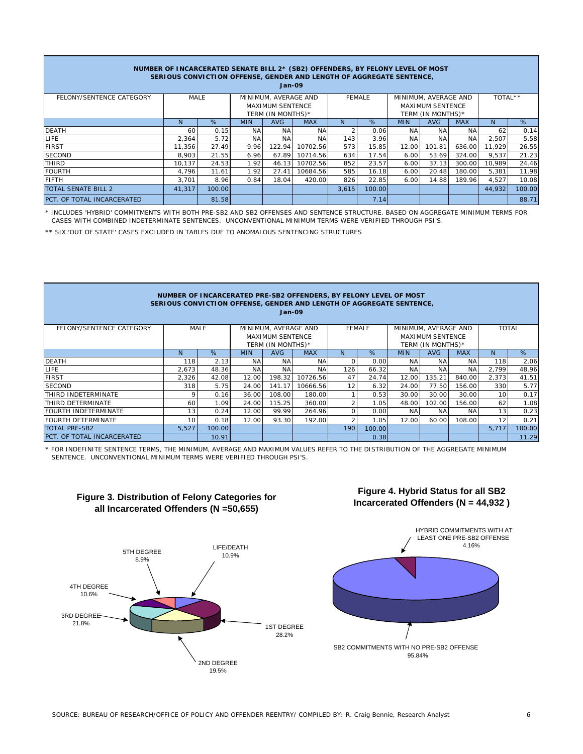**NUMBER OF INCARCERATED SENATE BILL 2* (SB2) OFFENDERS, BY FELONY LEVEL OF MOST SERIOUS CONVICTION OFFENSE, GENDER AND LENGTH OF AGGREGATE SENTENCE, Jan-09**

| FELONY/SENTENCE CATEGORY | MALE | | MINIMUM, AVERAGE AND MAXIMUM SENTENCE TERM (IN MONTHS)* | | | FEMALE | | MINIMUM, AVERAGE AND MAXIMUM SENTENCE TERM (IN MONTHS)* | | | TOTAL** | |
|---|---|---|---|---|---|---|---|---|---|---|---|---|
| | N | % | MIN | AVG | MAX | N | % | MIN | AVG | MAX | N | % |
| DEATH | 60 | 0.15 | NA | NA | NA | 2 | 0.06 | NA | NA | NA | 62 | 0.14 |
| LIFE | 2,364 | 5.72 | NA | NA | NA | 143 | 3.96 | NA | NA | NA | 2,507 | 5.58 |
| FIRST | 11,356 | 27.49 | 9.96 | 122.94 | 10702.56 | 573 | 15.85 | 12.00 | 101.81 | 636.00 | 11,929 | 26.55 |
| SECOND | 8,903 | 21.55 | 6.96 | 67.89 | 10714.56 | 634 | 17.54 | 6.00 | 53.69 | 324.00 | 9,537 | 21.23 |
| THIRD | 10,137 | 24.53 | 1.92 | 46.13 | 10702.56 | 852 | 23.57 | 6.00 | 37.13 | 300.00 | 10,989 | 24.46 |
| FOURTH | 4,796 | 11.61 | 1.92 | 27.41 | 10684.56 | 585 | 16.18 | 6.00 | 20.48 | 180.00 | 5,381 | 11.98 |
| FIFTH | 3,701 | 8.96 | 0.84 | 18.04 | 420.00 | 826 | 22.85 | 6.00 | 14.88 | 189.96 | 4,527 | 10.08 |
| TOTAL SENATE BILL 2 | 41,317 | 100.00 | | | | 3,615 | 100.00 | | | | 44,932 | 100.00 |
| PCT. OF TOTAL INCARCERATED | | 81.58 | | | | | 7.14 | | | | | 88.71 |

* INCLUDES 'HYBRID' COMMITMENTS WITH BOTH PRE-SB2 AND SB2 OFFENSES AND SENTENCE STRUCTURE. BASED ON AGGREGATE MINIMUM TERMS FOR CASES WITH COMBINED INDETERMINATE SENTENCES. UNCONVENTIONAL MINIMUM TERMS WERE VERIFIED THROUGH PSI'S.

** SIX 'OUT OF STATE' CASES EXCLUDED IN TABLES DUE TO ANOMALOUS SENTENCING STRUCTURES

**NUMBER OF INCARCERATED PRE-SB2 OFFENDERS, BY FELONY LEVEL OF MOST SERIOUS CONVICTION OFFENSE, GENDER AND LENGTH OF AGGREGATE SENTENCE, Jan-09**

| FELONY/SENTENCE CATEGORY | MALE | | MINIMUM, AVERAGE AND MAXIMUM SENTENCE TERM (IN MONTHS)* | | | FEMALE | | MINIMUM, AVERAGE AND MAXIMUM SENTENCE TERM (IN MONTHS)* | | | TOTAL | |
|---|---|---|---|---|---|---|---|---|---|---|---|---|
| | N | % | MIN | AVG | MAX | N | % | MIN | AVG | MAX | N | % |
| DEATH | 118 | 2.13 | NA | NA | NA | 0 | 0.00 | NA | NA | NA | 118 | 2.06 |
| LIFE | 2,673 | 48.36 | NA | NA | NA | 126 | 66.32 | NA | NA | NA | 2,799 | 48.96 |
| FIRST | 2,326 | 42.08 | 12.00 | 198.32 | 10726.56 | 47 | 24.74 | 12.00 | 135.21 | 840.00 | 2,373 | 41.51 |
| SECOND | 318 | 5.75 | 24.00 | 141.17 | 10666.56 | 12 | 6.32 | 24.00 | 77.50 | 156.00 | 330 | 5.77 |
| THIRD INDETERMINATE | 9 | 0.16 | 36.00 | 108.00 | 180.00 | 1 | 0.53 | 30.00 | 30.00 | 30.00 | 10 | 0.17 |
| THIRD DETERMINATE | 60 | 1.09 | 24.00 | 115.25 | 360.00 | 2 | 1.05 | 48.00 | 102.00 | 156.00 | 62 | 1.08 |
| FOURTH INDETERMINATE | 13 | 0.24 | 12.00 | 99.99 | 264.96 | 0 | 0.00 | NA | NA | NA | 13 | 0.23 |
| FOURTH DETERMINATE | 10 | 0.18 | 12.00 | 93.30 | 192.00 | 2 | 1.05 | 12.00 | 60.00 | 108.00 | 12 | 0.21 |
| TOTAL PRE-SB2 | 5,527 | 100.00 | | | | 190 | 100.00 | | | | 5,717 | 100.00 |
| PCT. OF TOTAL INCARCERATED | | 10.91 | | | | | 0.38 | | | | | 11.29 |

* FOR INDEFINITE SENTENCE TERMS, THE MINIMUM, AVERAGE AND MAXIMUM VALUES REFER TO THE DISTRIBUTION OF THE AGGREGATE MINIMUM SENTENCE. UNCONVENTIONAL MINIMUM TERMS WERE VERIFIED THROUGH PSI'S.

**Figure 3. Distribution of Felony Categories for all Incarcerated Offenders (N =50,655)**

LIFE/DEATH 10.9%; 1ST DEGREE 28.2%; 2ND DEGREE 19.5%; 3RD DEGREE 21.8%; 4TH DEGREE 10.6%; 5TH DEGREE 8.9%

**Figure 4. Hybrid Status for all SB2 Incarcerated Offenders (N = 44,932 )**

HYBRID COMMITMENTS WITH AT LEAST ONE PRE-SB2 OFFENSE 4.16%; SB2 COMMITMENTS WITH NO PRE-SB2 OFFENSE 95.84%

SOURCE: BUREAU OF RESEARCH/OFFICE OF POLICY AND OFFENDER REENTRY/ COMPILED BY: R. Craig Bennie, Research Analyst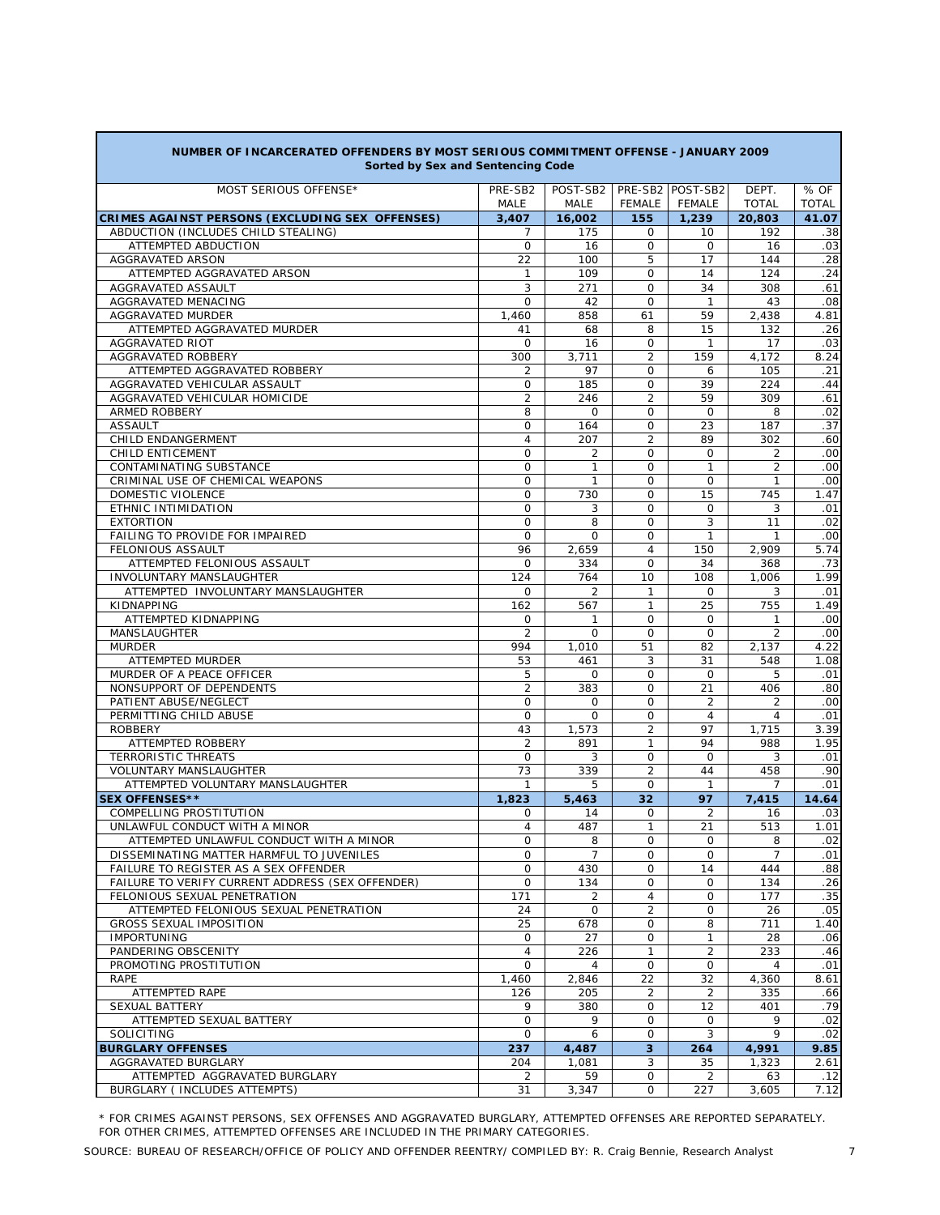| NUMBER OF INCARCERATED OFFENDERS BY MOST SERIOUS COMMITMENT OFFENSE - JANUARY 2009<br>Sorted by Sex and Sentencing Code | | | | | | |
|---|---|---|---|---|---|---|
| MOST SERIOUS OFFENSE* | PRE-SB2 MALE | POST-SB2 MALE | PRE-SB2 FEMALE | POST-SB2 FEMALE | DEPT. TOTAL | % OF TOTAL |
| **CRIMES AGAINST PERSONS (EXCLUDING SEX OFFENSES)** | **3,407** | **16,002** | **155** | **1,239** | **20,803** | **41.07** |
| ABDUCTION (INCLUDES CHILD STEALING) | 7 | 175 | 0 | 10 | 192 | .38 |
| ATTEMPTED ABDUCTION | 0 | 16 | 0 | 0 | 16 | .03 |
| AGGRAVATED ARSON | 22 | 100 | 5 | 17 | 144 | .28 |
| ATTEMPTED AGGRAVATED ARSON | 1 | 109 | 0 | 14 | 124 | .24 |
| AGGRAVATED ASSAULT | 3 | 271 | 0 | 34 | 308 | .61 |
| AGGRAVATED MENACING | 0 | 42 | 0 | 1 | 43 | .08 |
| AGGRAVATED MURDER | 1,460 | 858 | 61 | 59 | 2,438 | 4.81 |
| ATTEMPTED AGGRAVATED MURDER | 41 | 68 | 8 | 15 | 132 | .26 |
| AGGRAVATED RIOT | 0 | 16 | 0 | 1 | 17 | .03 |
| AGGRAVATED ROBBERY | 300 | 3,711 | 2 | 159 | 4,172 | 8.24 |
| ATTEMPTED AGGRAVATED ROBBERY | 2 | 97 | 0 | 6 | 105 | .21 |
| AGGRAVATED VEHICULAR ASSAULT | 0 | 185 | 0 | 39 | 224 | .44 |
| AGGRAVATED VEHICULAR HOMICIDE | 2 | 246 | 2 | 59 | 309 | .61 |
| ARMED ROBBERY | 8 | 0 | 0 | 0 | 8 | .02 |
| ASSAULT | 0 | 164 | 0 | 23 | 187 | .37 |
| CHILD ENDANGERMENT | 4 | 207 | 2 | 89 | 302 | .60 |
| CHILD ENTICEMENT | 0 | 2 | 0 | 0 | 2 | .00 |
| CONTAMINATING SUBSTANCE | 0 | 1 | 0 | 1 | 2 | .00 |
| CRIMINAL USE OF CHEMICAL WEAPONS | 0 | 1 | 0 | 0 | 1 | .00 |
| DOMESTIC VIOLENCE | 0 | 730 | 0 | 15 | 745 | 1.47 |
| ETHNIC INTIMIDATION | 0 | 3 | 0 | 0 | 3 | .01 |
| EXTORTION | 0 | 8 | 0 | 3 | 11 | .02 |
| FAILING TO PROVIDE FOR IMPAIRED | 0 | 0 | 0 | 1 | 1 | .00 |
| FELONIOUS ASSAULT | 96 | 2,659 | 4 | 150 | 2,909 | 5.74 |
| ATTEMPTED FELONIOUS ASSAULT | 0 | 334 | 0 | 34 | 368 | .73 |
| INVOLUNTARY MANSLAUGHTER | 124 | 764 | 10 | 108 | 1,006 | 1.99 |
| ATTEMPTED INVOLUNTARY MANSLAUGHTER | 0 | 2 | 1 | 0 | 3 | .01 |
| KIDNAPPING | 162 | 567 | 1 | 25 | 755 | 1.49 |
| ATTEMPTED KIDNAPPING | 0 | 1 | 0 | 0 | 1 | .00 |
| MANSLAUGHTER | 2 | 0 | 0 | 0 | 2 | .00 |
| MURDER | 994 | 1,010 | 51 | 82 | 2,137 | 4.22 |
| ATTEMPTED MURDER | 53 | 461 | 3 | 31 | 548 | 1.08 |
| MURDER OF A PEACE OFFICER | 5 | 0 | 0 | 0 | 5 | .01 |
| NONSUPPORT OF DEPENDENTS | 2 | 383 | 0 | 21 | 406 | .80 |
| PATIENT ABUSE/NEGLECT | 0 | 0 | 0 | 2 | 2 | .00 |
| PERMITTING CHILD ABUSE | 0 | 0 | 0 | 4 | 4 | .01 |
| ROBBERY | 43 | 1,573 | 2 | 97 | 1,715 | 3.39 |
| ATTEMPTED ROBBERY | 2 | 891 | 1 | 94 | 988 | 1.95 |
| TERRORISTIC THREATS | 0 | 3 | 0 | 0 | 3 | .01 |
| VOLUNTARY MANSLAUGHTER | 73 | 339 | 2 | 44 | 458 | .90 |
| ATTEMPTED VOLUNTARY MANSLAUGHTER | 1 | 5 | 0 | 1 | 7 | .01 |
| **SEX OFFENSES**** | **1,823** | **5,463** | **32** | **97** | **7,415** | **14.64** |
| COMPELLING PROSTITUTION | 0 | 14 | 0 | 2 | 16 | .03 |
| UNLAWFUL CONDUCT WITH A MINOR | 4 | 487 | 1 | 21 | 513 | 1.01 |
| ATTEMPTED UNLAWFUL CONDUCT WITH A MINOR | 0 | 8 | 0 | 0 | 8 | .02 |
| DISSEMINATING MATTER HARMFUL TO JUVENILES | 0 | 7 | 0 | 0 | 7 | .01 |
| FAILURE TO REGISTER AS A SEX OFFENDER | 0 | 430 | 0 | 14 | 444 | .88 |
| FAILURE TO VERIFY CURRENT ADDRESS (SEX OFFENDER) | 0 | 134 | 0 | 0 | 134 | .26 |
| FELONIOUS SEXUAL PENETRATION | 171 | 2 | 4 | 0 | 177 | .35 |
| ATTEMPTED FELONIOUS SEXUAL PENETRATION | 24 | 0 | 2 | 0 | 26 | .05 |
| GROSS SEXUAL IMPOSITION | 25 | 678 | 0 | 8 | 711 | 1.40 |
| IMPORTUNING | 0 | 27 | 0 | 1 | 28 | .06 |
| PANDERING OBSCENITY | 4 | 226 | 1 | 2 | 233 | .46 |
| PROMOTING PROSTITUTION | 0 | 4 | 0 | 0 | 4 | .01 |
| RAPE | 1,460 | 2,846 | 22 | 32 | 4,360 | 8.61 |
| ATTEMPTED RAPE | 126 | 205 | 2 | 2 | 335 | .66 |
| SEXUAL BATTERY | 9 | 380 | 0 | 12 | 401 | .79 |
| ATTEMPTED SEXUAL BATTERY | 0 | 9 | 0 | 0 | 9 | .02 |
| SOLICITING | 0 | 6 | 0 | 3 | 9 | .02 |
| **BURGLARY OFFENSES** | **237** | **4,487** | **3** | **264** | **4,991** | **9.85** |
| AGGRAVATED BURGLARY | 204 | 1,081 | 3 | 35 | 1,323 | 2.61 |
| ATTEMPTED AGGRAVATED BURGLARY | 2 | 59 | 0 | 2 | 63 | .12 |
| BURGLARY ( INCLUDES ATTEMPTS) | 31 | 3,347 | 0 | 227 | 3,605 | 7.12 |

* FOR CRIMES AGAINST PERSONS, SEX OFFENSES AND AGGRAVATED BURGLARY, ATTEMPTED OFFENSES ARE REPORTED SEPARATELY. FOR OTHER CRIMES, ATTEMPTED OFFENSES ARE INCLUDED IN THE PRIMARY CATEGORIES.

SOURCE: BUREAU OF RESEARCH/OFFICE OF POLICY AND OFFENDER REENTRY/ COMPILED BY: R. Craig Bennie, Research Analyst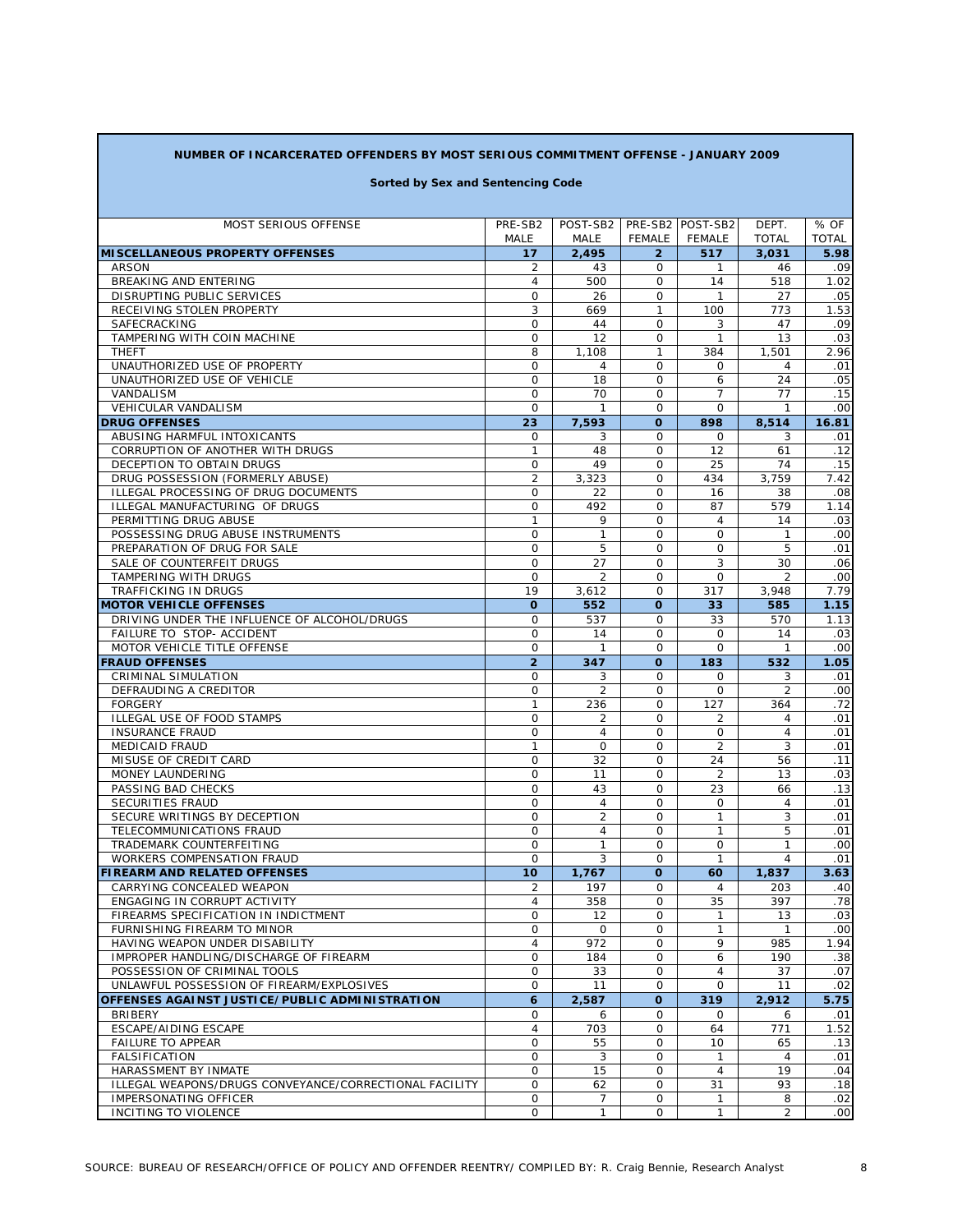**NUMBER OF INCARCERATED OFFENDERS BY MOST SERIOUS COMMITMENT OFFENSE - JANUARY 2009**

**Sorted by Sex and Sentencing Code**

| MOST SERIOUS OFFENSE | PRE-SB2 MALE | POST-SB2 MALE | PRE-SB2 FEMALE | POST-SB2 FEMALE | DEPT. TOTAL | % OF TOTAL |
|---|---|---|---|---|---|---|
| **MISCELLANEOUS PROPERTY OFFENSES** | **17** | **2,495** | **2** | **517** | **3,031** | **5.98** |
| ARSON | 2 | 43 | 0 | 1 | 46 | .09 |
| BREAKING AND ENTERING | 4 | 500 | 0 | 14 | 518 | 1.02 |
| DISRUPTING PUBLIC SERVICES | 0 | 26 | 0 | 1 | 27 | .05 |
| RECEIVING STOLEN PROPERTY | 3 | 669 | 1 | 100 | 773 | 1.53 |
| SAFECRACKING | 0 | 44 | 0 | 3 | 47 | .09 |
| TAMPERING WITH COIN MACHINE | 0 | 12 | 0 | 1 | 13 | .03 |
| THEFT | 8 | 1,108 | 1 | 384 | 1,501 | 2.96 |
| UNAUTHORIZED USE OF PROPERTY | 0 | 4 | 0 | 0 | 4 | .01 |
| UNAUTHORIZED USE OF VEHICLE | 0 | 18 | 0 | 6 | 24 | .05 |
| VANDALISM | 0 | 70 | 0 | 7 | 77 | .15 |
| VEHICULAR VANDALISM | 0 | 1 | 0 | 0 | 1 | .00 |
| **DRUG OFFENSES** | **23** | **7,593** | **0** | **898** | **8,514** | **16.81** |
| ABUSING HARMFUL INTOXICANTS | 0 | 3 | 0 | 0 | 3 | .01 |
| CORRUPTION OF ANOTHER WITH DRUGS | 1 | 48 | 0 | 12 | 61 | .12 |
| DECEPTION TO OBTAIN DRUGS | 0 | 49 | 0 | 25 | 74 | .15 |
| DRUG POSSESSION (FORMERLY ABUSE) | 2 | 3,323 | 0 | 434 | 3,759 | 7.42 |
| ILLEGAL PROCESSING OF DRUG DOCUMENTS | 0 | 22 | 0 | 16 | 38 | .08 |
| ILLEGAL MANUFACTURING OF DRUGS | 0 | 492 | 0 | 87 | 579 | 1.14 |
| PERMITTING DRUG ABUSE | 1 | 9 | 0 | 4 | 14 | .03 |
| POSSESSING DRUG ABUSE INSTRUMENTS | 0 | 1 | 0 | 0 | 1 | .00 |
| PREPARATION OF DRUG FOR SALE | 0 | 5 | 0 | 0 | 5 | .01 |
| SALE OF COUNTERFEIT DRUGS | 0 | 27 | 0 | 3 | 30 | .06 |
| TAMPERING WITH DRUGS | 0 | 2 | 0 | 0 | 2 | .00 |
| TRAFFICKING IN DRUGS | 19 | 3,612 | 0 | 317 | 3,948 | 7.79 |
| **MOTOR VEHICLE OFFENSES** | **0** | **552** | **0** | **33** | **585** | **1.15** |
| DRIVING UNDER THE INFLUENCE OF ALCOHOL/DRUGS | 0 | 537 | 0 | 33 | 570 | 1.13 |
| FAILURE TO STOP- ACCIDENT | 0 | 14 | 0 | 0 | 14 | .03 |
| MOTOR VEHICLE TITLE OFFENSE | 0 | 1 | 0 | 0 | 1 | .00 |
| **FRAUD OFFENSES** | **2** | **347** | **0** | **183** | **532** | **1.05** |
| CRIMINAL SIMULATION | 0 | 3 | 0 | 0 | 3 | .01 |
| DEFRAUDING A CREDITOR | 0 | 2 | 0 | 0 | 2 | .00 |
| FORGERY | 1 | 236 | 0 | 127 | 364 | .72 |
| ILLEGAL USE OF FOOD STAMPS | 0 | 2 | 0 | 2 | 4 | .01 |
| INSURANCE FRAUD | 0 | 4 | 0 | 0 | 4 | .01 |
| MEDICAID FRAUD | 1 | 0 | 0 | 2 | 3 | .01 |
| MISUSE OF CREDIT CARD | 0 | 32 | 0 | 24 | 56 | .11 |
| MONEY LAUNDERING | 0 | 11 | 0 | 2 | 13 | .03 |
| PASSING BAD CHECKS | 0 | 43 | 0 | 23 | 66 | .13 |
| SECURITIES FRAUD | 0 | 4 | 0 | 0 | 4 | .01 |
| SECURE WRITINGS BY DECEPTION | 0 | 2 | 0 | 1 | 3 | .01 |
| TELECOMMUNICATIONS FRAUD | 0 | 4 | 0 | 1 | 5 | .01 |
| TRADEMARK COUNTERFEITING | 0 | 1 | 0 | 0 | 1 | .00 |
| WORKERS COMPENSATION FRAUD | 0 | 3 | 0 | 1 | 4 | .01 |
| **FIREARM AND RELATED OFFENSES** | **10** | **1,767** | **0** | **60** | **1,837** | **3.63** |
| CARRYING CONCEALED WEAPON | 2 | 197 | 0 | 4 | 203 | .40 |
| ENGAGING IN CORRUPT ACTIVITY | 4 | 358 | 0 | 35 | 397 | .78 |
| FIREARMS SPECIFICATION IN INDICTMENT | 0 | 12 | 0 | 1 | 13 | .03 |
| FURNISHING FIREARM TO MINOR | 0 | 0 | 0 | 1 | 1 | .00 |
| HAVING WEAPON UNDER DISABILITY | 4 | 972 | 0 | 9 | 985 | 1.94 |
| IMPROPER HANDLING/DISCHARGE OF FIREARM | 0 | 184 | 0 | 6 | 190 | .38 |
| POSSESSION OF CRIMINAL TOOLS | 0 | 33 | 0 | 4 | 37 | .07 |
| UNLAWFUL POSSESSION OF FIREARM/EXPLOSIVES | 0 | 11 | 0 | 0 | 11 | .02 |
| **OFFENSES AGAINST JUSTICE/PUBLIC ADMINISTRATION** | **6** | **2,587** | **0** | **319** | **2,912** | **5.75** |
| BRIBERY | 0 | 6 | 0 | 0 | 6 | .01 |
| ESCAPE/AIDING ESCAPE | 4 | 703 | 0 | 64 | 771 | 1.52 |
| FAILURE TO APPEAR | 0 | 55 | 0 | 10 | 65 | .13 |
| FALSIFICATION | 0 | 3 | 0 | 1 | 4 | .01 |
| HARASSMENT BY INMATE | 0 | 15 | 0 | 4 | 19 | .04 |
| ILLEGAL WEAPONS/DRUGS CONVEYANCE/CORRECTIONAL FACILITY | 0 | 62 | 0 | 31 | 93 | .18 |
| IMPERSONATING OFFICER | 0 | 7 | 0 | 1 | 8 | .02 |
| INCITING TO VIOLENCE | 0 | 1 | 0 | 1 | 2 | .00 |

SOURCE: BUREAU OF RESEARCH/OFFICE OF POLICY AND OFFENDER REENTRY/ COMPILED BY: R. Craig Bennie, Research Analyst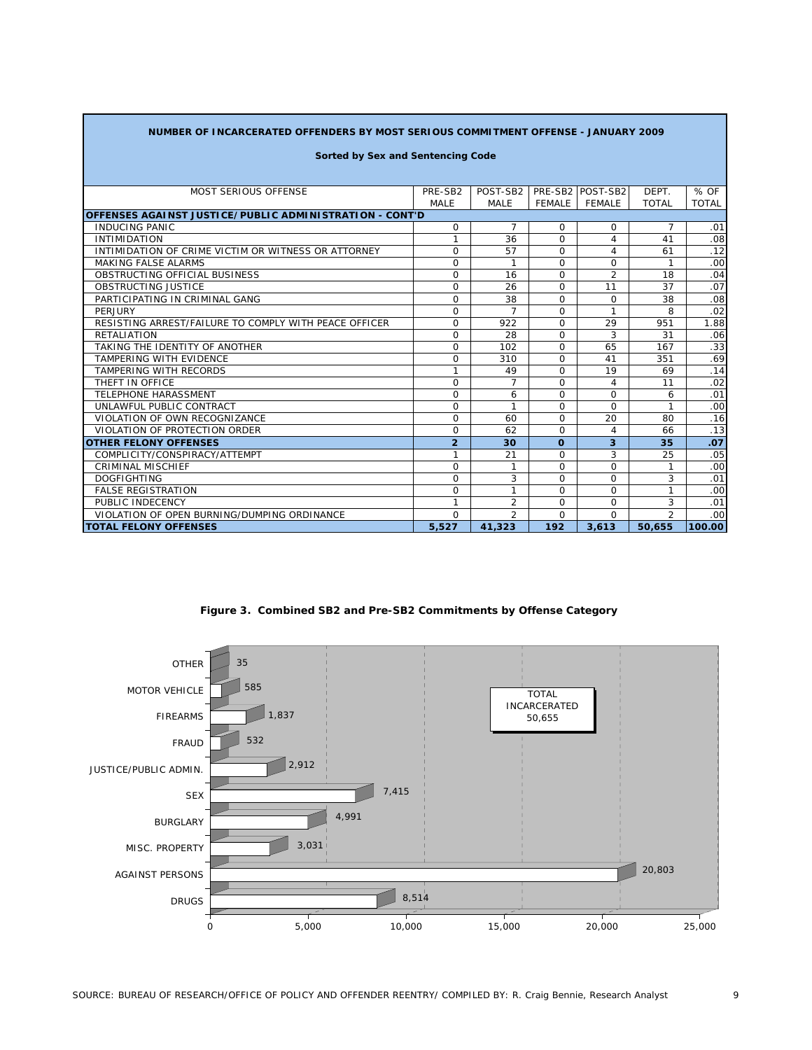## NUMBER OF INCARCERATED OFFENDERS BY MOST SERIOUS COMMITMENT OFFENSE - JANUARY 2009

**Sorted by Sex and Sentencing Code**

| MOST SERIOUS OFFENSE | PRE-SB2 MALE | POST-SB2 MALE | PRE-SB2 FEMALE | POST-SB2 FEMALE | DEPT. TOTAL | % OF TOTAL |
|---|---|---|---|---|---|---|
| **OFFENSES AGAINST JUSTICE/PUBLIC ADMINISTRATION - CONT'D** | | | | | | |
| INDUCING PANIC | 0 | 7 | 0 | 0 | 7 | .01 |
| INTIMIDATION | 1 | 36 | 0 | 4 | 41 | .08 |
| INTIMIDATION OF CRIME VICTIM OR WITNESS OR ATTORNEY | 0 | 57 | 0 | 4 | 61 | .12 |
| MAKING FALSE ALARMS | 0 | 1 | 0 | 0 | 1 | .00 |
| OBSTRUCTING OFFICIAL BUSINESS | 0 | 16 | 0 | 2 | 18 | .04 |
| OBSTRUCTING JUSTICE | 0 | 26 | 0 | 11 | 37 | .07 |
| PARTICIPATING IN CRIMINAL GANG | 0 | 38 | 0 | 0 | 38 | .08 |
| PERJURY | 0 | 7 | 0 | 1 | 8 | .02 |
| RESISTING ARREST/FAILURE TO COMPLY WITH PEACE OFFICER | 0 | 922 | 0 | 29 | 951 | 1.88 |
| RETALIATION | 0 | 28 | 0 | 3 | 31 | .06 |
| TAKING THE IDENTITY OF ANOTHER | 0 | 102 | 0 | 65 | 167 | .33 |
| TAMPERING WITH EVIDENCE | 0 | 310 | 0 | 41 | 351 | .69 |
| TAMPERING WITH RECORDS | 1 | 49 | 0 | 19 | 69 | .14 |
| THEFT IN OFFICE | 0 | 7 | 0 | 4 | 11 | .02 |
| TELEPHONE HARASSMENT | 0 | 6 | 0 | 0 | 6 | .01 |
| UNLAWFUL PUBLIC CONTRACT | 0 | 1 | 0 | 0 | 1 | .00 |
| VIOLATION OF OWN RECOGNIZANCE | 0 | 60 | 0 | 20 | 80 | .16 |
| VIOLATION OF PROTECTION ORDER | 0 | 62 | 0 | 4 | 66 | .13 |
| **OTHER FELONY OFFENSES** | **2** | **30** | **0** | **3** | **35** | **.07** |
| COMPLICITY/CONSPIRACY/ATTEMPT | 1 | 21 | 0 | 3 | 25 | .05 |
| CRIMINAL MISCHIEF | 0 | 1 | 0 | 0 | 1 | .00 |
| DOGFIGHTING | 0 | 3 | 0 | 0 | 3 | .01 |
| FALSE REGISTRATION | 0 | 1 | 0 | 0 | 1 | .00 |
| PUBLIC INDECENCY | 1 | 2 | 0 | 0 | 3 | .01 |
| VIOLATION OF OPEN BURNING/DUMPING ORDINANCE | 0 | 2 | 0 | 0 | 2 | .00 |
| **TOTAL FELONY OFFENSES** | **5,527** | **41,323** | **192** | **3,613** | **50,655** | **100.00** |

**Figure 3. Combined SB2 and Pre-SB2 Commitments by Offense Category**

OTHER 35
MOTOR VEHICLE 585
FIREARMS 1,837
FRAUD 532
JUSTICE/PUBLIC ADMIN. 2,912
SEX 7,415
BURGLARY 4,991
MISC. PROPERTY 3,031
AGAINST PERSONS 20,803
DRUGS 8,514

TOTAL INCARCERATED 50,655

0 5,000 10,000 15,000 20,000 25,000

SOURCE: BUREAU OF RESEARCH/OFFICE OF POLICY AND OFFENDER REENTRY/ COMPILED BY: R. Craig Bennie, Research Analyst